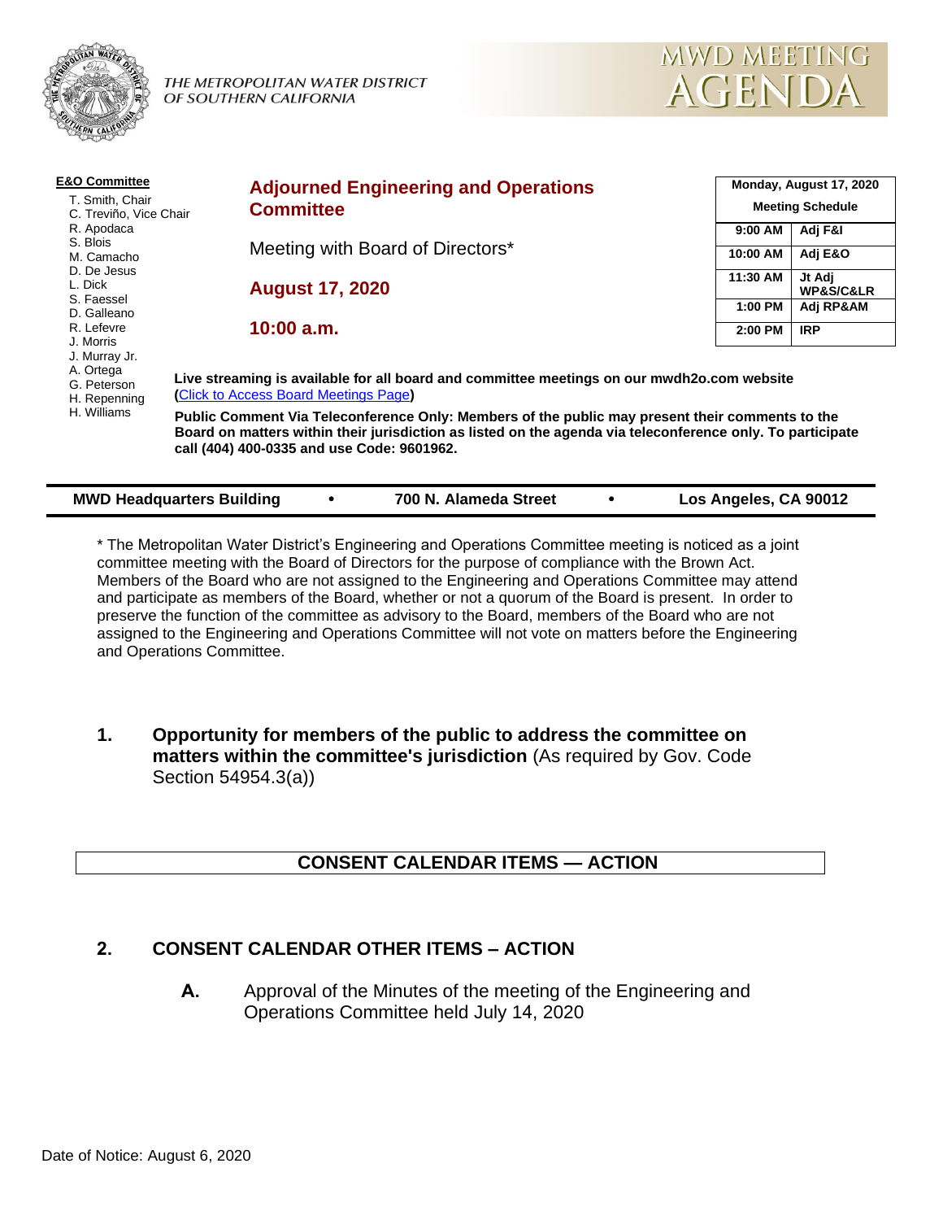THE METROPOLITAN WATER DISTRICT OF SOUTHERN CALIFORNIA

# MWD MEETING AGENDA

**E&O Committee**

- T. Smith, Chair
- C. Treviño, Vice Chair
- R. Apodaca
- S. Blois
- M. Camacho
- D. De Jesus
- L. Dick
- S. Faessel
- D. Galleano
- R. Lefevre
- J. Morris
- J. Murray Jr.
- A. Ortega
- G. Peterson
- H. Repenning
- H. Williams

## Adjourned Engineering and Operations Committee

Meeting with Board of Directors*

**August 17, 2020**

**10:00 a.m.**

| Monday, August 17, 2020 Meeting Schedule | |
|---|---|
| 9:00 AM | Adj F&I |
| 10:00 AM | Adj E&O |
| 11:30 AM | Jt Adj WP&S/C&LR |
| 1:00 PM | Adj RP&AM |
| 2:00 PM | IRP |

**Live streaming is available for all board and committee meetings on our mwdh2o.com website ([Click to Access Board Meetings Page](Click to Access Board Meetings Page))**

**Public Comment Via Teleconference Only: Members of the public may present their comments to the Board on matters within their jurisdiction as listed on the agenda via teleconference only. To participate call (404) 400-0335 and use Code: 9601962.**

**MWD Headquarters Building • 700 N. Alameda Street • Los Angeles, CA 90012**

* The Metropolitan Water District's Engineering and Operations Committee meeting is noticed as a joint committee meeting with the Board of Directors for the purpose of compliance with the Brown Act. Members of the Board who are not assigned to the Engineering and Operations Committee may attend and participate as members of the Board, whether or not a quorum of the Board is present. In order to preserve the function of the committee as advisory to the Board, members of the Board who are not assigned to the Engineering and Operations Committee will not vote on matters before the Engineering and Operations Committee.

**1. Opportunity for members of the public to address the committee on matters within the committee's jurisdiction** (As required by Gov. Code Section 54954.3(a))

## CONSENT CALENDAR ITEMS — ACTION

**2. CONSENT CALENDAR OTHER ITEMS – ACTION**

**A.** Approval of the Minutes of the meeting of the Engineering and Operations Committee held July 14, 2020

Date of Notice: August 6, 2020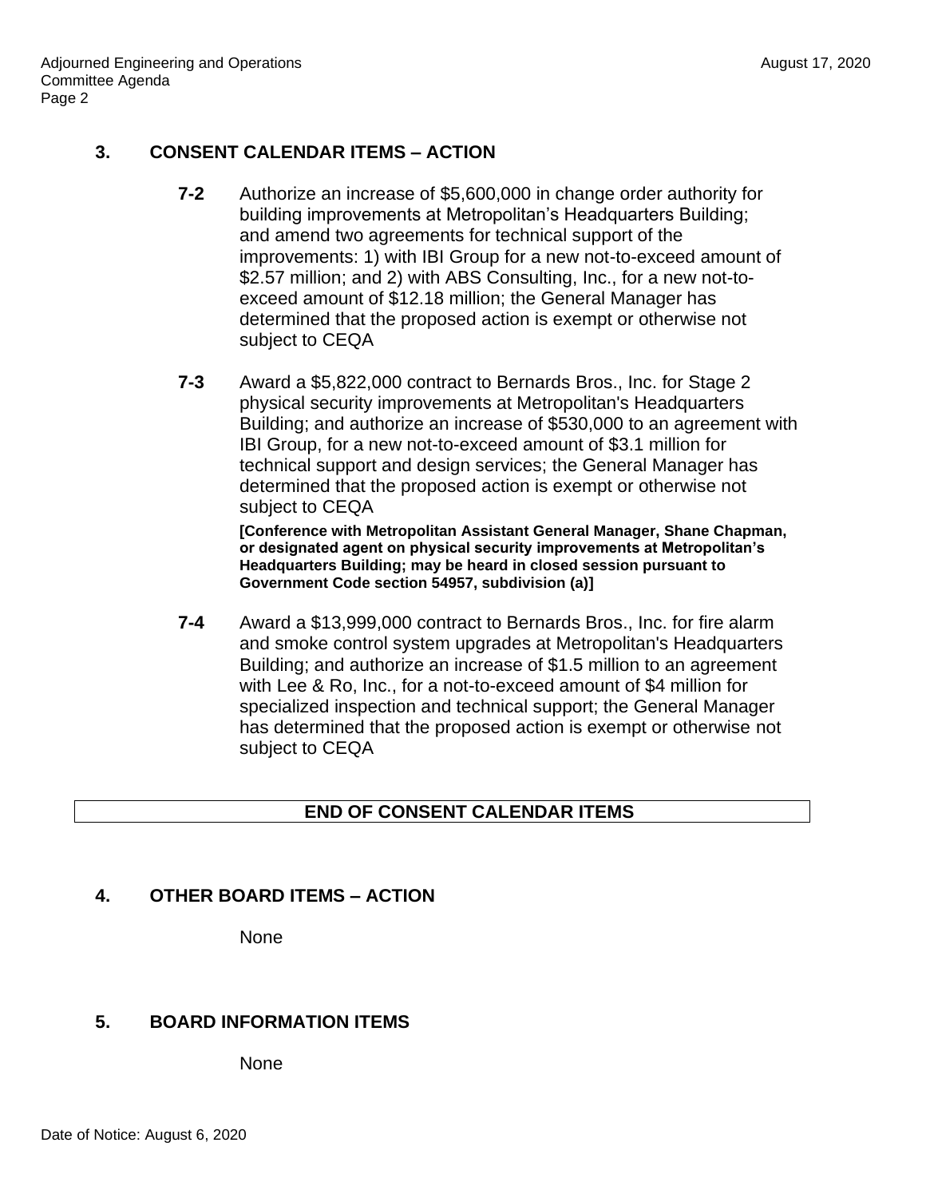## 3. CONSENT CALENDAR ITEMS – ACTION

**7-2** Authorize an increase of $5,600,000 in change order authority for building improvements at Metropolitan's Headquarters Building; and amend two agreements for technical support of the improvements: 1) with IBI Group for a new not-to-exceed amount of $2.57 million; and 2) with ABS Consulting, Inc., for a new not-to-exceed amount of $12.18 million; the General Manager has determined that the proposed action is exempt or otherwise not subject to CEQA

**7-3** Award a $5,822,000 contract to Bernards Bros., Inc. for Stage 2 physical security improvements at Metropolitan's Headquarters Building; and authorize an increase of $530,000 to an agreement with IBI Group, for a new not-to-exceed amount of $3.1 million for technical support and design services; the General Manager has determined that the proposed action is exempt or otherwise not subject to CEQA

**[Conference with Metropolitan Assistant General Manager, Shane Chapman, or designated agent on physical security improvements at Metropolitan's Headquarters Building; may be heard in closed session pursuant to Government Code section 54957, subdivision (a)]**

**7-4** Award a $13,999,000 contract to Bernards Bros., Inc. for fire alarm and smoke control system upgrades at Metropolitan's Headquarters Building; and authorize an increase of $1.5 million to an agreement with Lee & Ro, Inc., for a not-to-exceed amount of $4 million for specialized inspection and technical support; the General Manager has determined that the proposed action is exempt or otherwise not subject to CEQA

**END OF CONSENT CALENDAR ITEMS**

## 4. OTHER BOARD ITEMS – ACTION

None

## 5. BOARD INFORMATION ITEMS

None

Date of Notice: August 6, 2020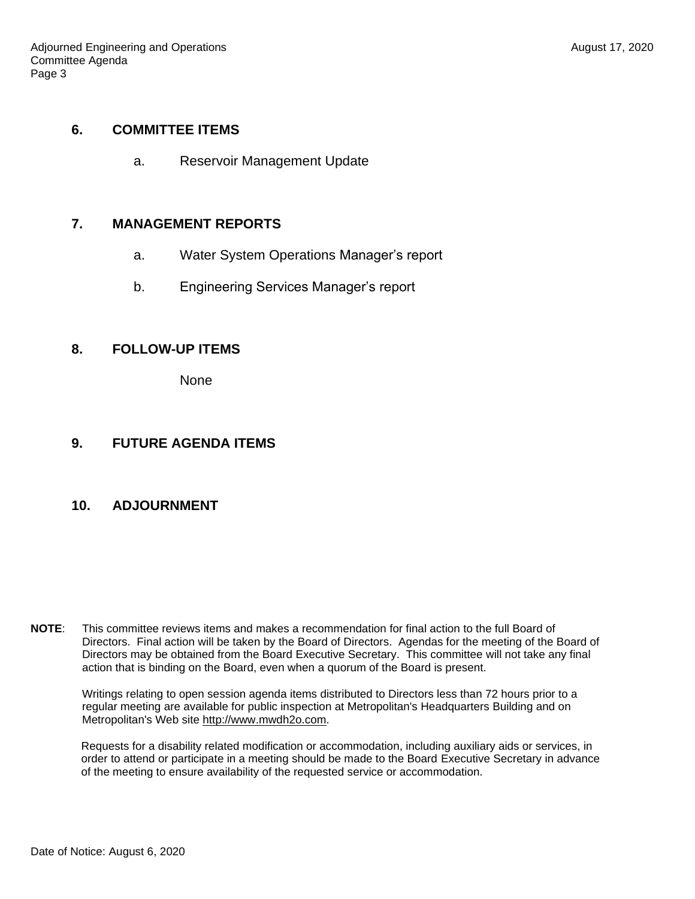**6. COMMITTEE ITEMS**

a. Reservoir Management Update

**7. MANAGEMENT REPORTS**

a. Water System Operations Manager's report

b. Engineering Services Manager's report

**8. FOLLOW-UP ITEMS**

None

**9. FUTURE AGENDA ITEMS**

**10. ADJOURNMENT**

**NOTE**: This committee reviews items and makes a recommendation for final action to the full Board of Directors. Final action will be taken by the Board of Directors. Agendas for the meeting of the Board of Directors may be obtained from the Board Executive Secretary. This committee will not take any final action that is binding on the Board, even when a quorum of the Board is present.

Writings relating to open session agenda items distributed to Directors less than 72 hours prior to a regular meeting are available for public inspection at Metropolitan's Headquarters Building and on Metropolitan's Web site http://www.mwdh2o.com.

Requests for a disability related modification or accommodation, including auxiliary aids or services, in order to attend or participate in a meeting should be made to the Board Executive Secretary in advance of the meeting to ensure availability of the requested service or accommodation.

Date of Notice: August 6, 2020